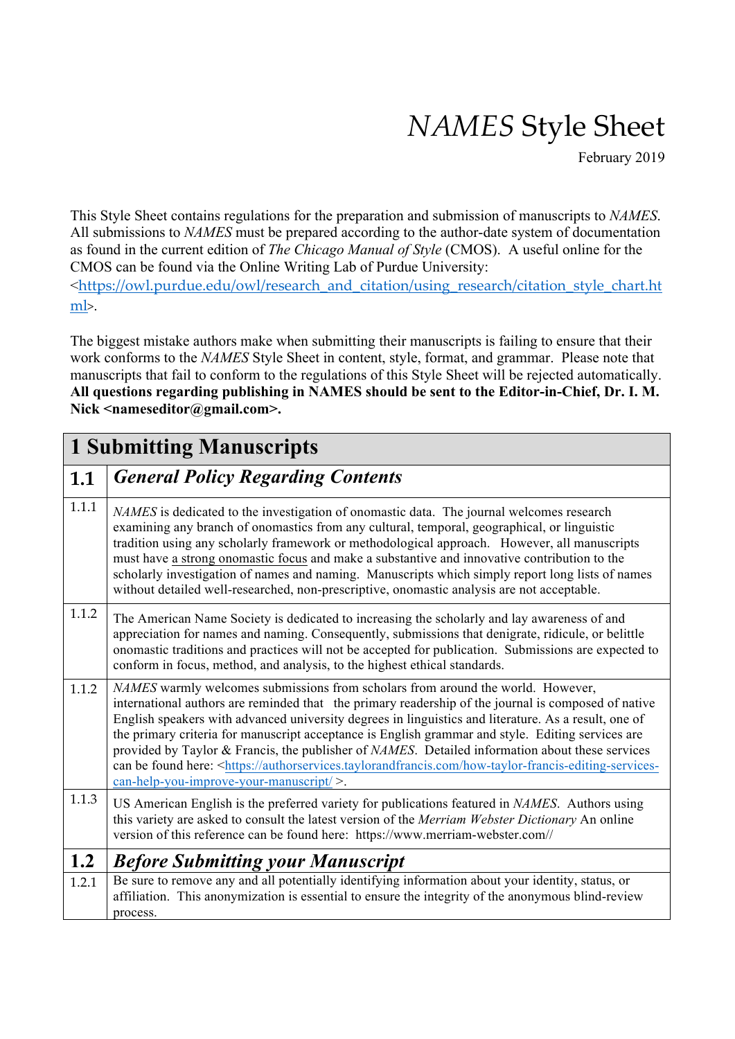# *NAMES* Style Sheet

February 2019

This Style Sheet contains regulations for the preparation and submission of manuscripts to *NAMES*. All submissions to *NAMES* must be prepared according to the author-date system of documentation as found in the current edition of *The Chicago Manual of Style* (CMOS). A useful online for the CMOS can be found via the Online Writing Lab of Purdue University: <https://owl.purdue.edu/owl/research_and_citation/using_research/citation_style_chart.html>.

The biggest mistake authors make when submitting their manuscripts is failing to ensure that their work conforms to the *NAMES* Style Sheet in content, style, format, and grammar. Please note that manuscripts that fail to conform to the regulations of this Style Sheet will be rejected automatically. **All questions regarding publishing in NAMES should be sent to the Editor-in-Chief, Dr. I. M. Nick <nameseditor@gmail.com>.**

## 1 Submitting Manuscripts

### 1.1 *General Policy Regarding Contents*

**1.1.1** *NAMES* is dedicated to the investigation of onomastic data. The journal welcomes research examining any branch of onomastics from any cultural, temporal, geographical, or linguistic tradition using any scholarly framework or methodological approach. However, all manuscripts must have a strong onomastic focus and make a substantive and innovative contribution to the scholarly investigation of names and naming. Manuscripts which simply report long lists of names without detailed well-researched, non-prescriptive, onomastic analysis are not acceptable.

**1.1.2** The American Name Society is dedicated to increasing the scholarly and lay awareness of and appreciation for names and naming. Consequently, submissions that denigrate, ridicule, or belittle onomastic traditions and practices will not be accepted for publication. Submissions are expected to conform in focus, method, and analysis, to the highest ethical standards.

**1.1.2** *NAMES* warmly welcomes submissions from scholars from around the world. However, international authors are reminded that the primary readership of the journal is composed of native English speakers with advanced university degrees in linguistics and literature. As a result, one of the primary criteria for manuscript acceptance is English grammar and style. Editing services are provided by Taylor & Francis, the publisher of *NAMES*. Detailed information about these services can be found here: <https://authorservices.taylorandfrancis.com/how-taylor-francis-editing-services-can-help-you-improve-your-manuscript/ >.

**1.1.3** US American English is the preferred variety for publications featured in *NAMES*. Authors using this variety are asked to consult the latest version of the *Merriam Webster Dictionary* An online version of this reference can be found here: https://www.merriam-webster.com//

### 1.2 *Before Submitting your Manuscript*

**1.2.1** Be sure to remove any and all potentially identifying information about your identity, status, or affiliation. This anonymization is essential to ensure the integrity of the anonymous blind-review process.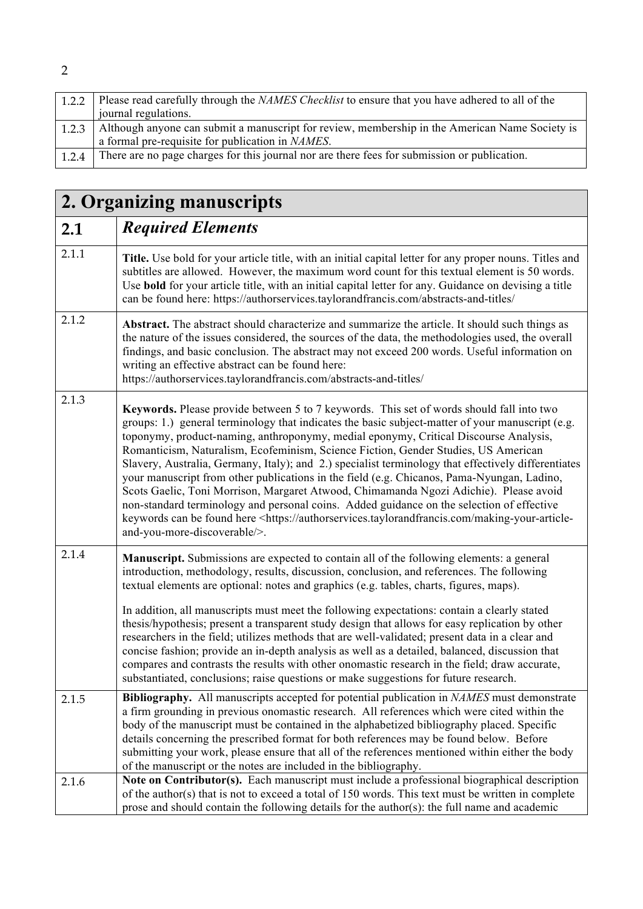| | |
|---|---|
| 1.2.2 | Please read carefully through the *NAMES Checklist* to ensure that you have adhered to all of the journal regulations. |
| 1.2.3 | Although anyone can submit a manuscript for review, membership in the American Name Society is a formal pre-requisite for publication in *NAMES*. |
| 1.2.4 | There are no page charges for this journal nor are there fees for submission or publication. |

## 2. Organizing manuscripts

| | |
|---|---|
| **2.1** | ***Required Elements*** |
| 2.1.1 | **Title.** Use bold for your article title, with an initial capital letter for any proper nouns. Titles and subtitles are allowed. However, the maximum word count for this textual element is 50 words. Use **bold** for your article title, with an initial capital letter for any. Guidance on devising a title can be found here: https://authorservices.taylorandfrancis.com/abstracts-and-titles/ |
| 2.1.2 | **Abstract.** The abstract should characterize and summarize the article. It should such things as the nature of the issues considered, the sources of the data, the methodologies used, the overall findings, and basic conclusion. The abstract may not exceed 200 words. Useful information on writing an effective abstract can be found here: https://authorservices.taylorandfrancis.com/abstracts-and-titles/ |
| 2.1.3 | **Keywords.** Please provide between 5 to 7 keywords. This set of words should fall into two groups: 1.) general terminology that indicates the basic subject-matter of your manuscript (e.g. toponymy, product-naming, anthroponymy, medial eponymy, Critical Discourse Analysis, Romanticism, Naturalism, Ecofeminism, Science Fiction, Gender Studies, US American Slavery, Australia, Germany, Italy); and 2.) specialist terminology that effectively differentiates your manuscript from other publications in the field (e.g. Chicanos, Pama-Nyungan, Ladino, Scots Gaelic, Toni Morrison, Margaret Atwood, Chimamanda Ngozi Adichie). Please avoid non-standard terminology and personal coins. Added guidance on the selection of effective keywords can be found here <https://authorservices.taylorandfrancis.com/making-your-article-and-you-more-discoverable/>. |
| 2.1.4 | **Manuscript.** Submissions are expected to contain all of the following elements: a general introduction, methodology, results, discussion, conclusion, and references. The following textual elements are optional: notes and graphics (e.g. tables, charts, figures, maps).<br><br>In addition, all manuscripts must meet the following expectations: contain a clearly stated thesis/hypothesis; present a transparent study design that allows for easy replication by other researchers in the field; utilizes methods that are well-validated; present data in a clear and concise fashion; provide an in-depth analysis as well as a detailed, balanced, discussion that compares and contrasts the results with other onomastic research in the field; draw accurate, substantiated, conclusions; raise questions or make suggestions for future research. |
| 2.1.5 | **Bibliography.** All manuscripts accepted for potential publication in *NAMES* must demonstrate a firm grounding in previous onomastic research. All references which were cited within the body of the manuscript must be contained in the alphabetized bibliography placed. Specific details concerning the prescribed format for both references may be found below. Before submitting your work, please ensure that all of the references mentioned within either the body of the manuscript or the notes are included in the bibliography. |
| 2.1.6 | **Note on Contributor(s).** Each manuscript must include a professional biographical description of the author(s) that is not to exceed a total of 150 words. This text must be written in complete prose and should contain the following details for the author(s): the full name and academic |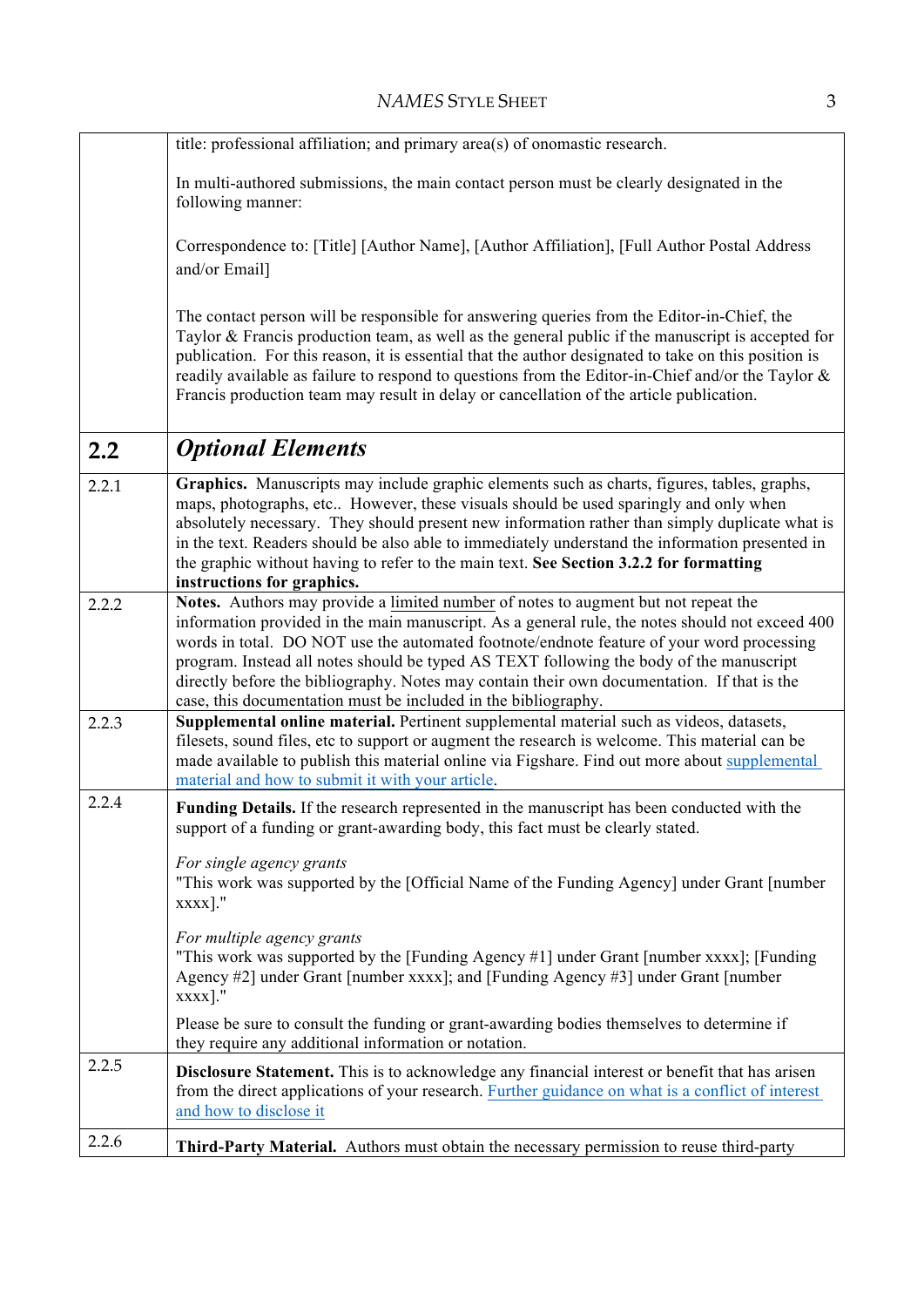|  |  |
|---|---|
|  | title: professional affiliation; and primary area(s) of onomastic research.<br><br>In multi-authored submissions, the main contact person must be clearly designated in the following manner:<br><br>Correspondence to: [Title] [Author Name], [Author Affiliation], [Full Author Postal Address and/or Email]<br><br>The contact person will be responsible for answering queries from the Editor-in-Chief, the Taylor & Francis production team, as well as the general public if the manuscript is accepted for publication. For this reason, it is essential that the author designated to take on this position is readily available as failure to respond to questions from the Editor-in-Chief and/or the Taylor & Francis production team may result in delay or cancellation of the article publication. |
| **2.2** | ***Optional Elements*** |
| 2.2.1 | **Graphics.** Manuscripts may include graphic elements such as charts, figures, tables, graphs, maps, photographs, etc.. However, these visuals should be used sparingly and only when absolutely necessary. They should present new information rather than simply duplicate what is in the text. Readers should be also able to immediately understand the information presented in the graphic without having to refer to the main text. **See Section 3.2.2 for formatting instructions for graphics.** |
| 2.2.2 | **Notes.** Authors may provide a limited number of notes to augment but not repeat the information provided in the main manuscript. As a general rule, the notes should not exceed 400 words in total. DO NOT use the automated footnote/endnote feature of your word processing program. Instead all notes should be typed AS TEXT following the body of the manuscript directly before the bibliography. Notes may contain their own documentation. If that is the case, this documentation must be included in the bibliography. |
| 2.2.3 | **Supplemental online material.** Pertinent supplemental material such as videos, datasets, filesets, sound files, etc to support or augment the research is welcome. This material can be made available to publish this material online via Figshare. Find out more about supplemental material and how to submit it with your article. |
| 2.2.4 | **Funding Details.** If the research represented in the manuscript has been conducted with the support of a funding or grant-awarding body, this fact must be clearly stated.<br><br>*For single agency grants*<br>"This work was supported by the [Official Name of the Funding Agency] under Grant [number xxxx]."<br><br>*For multiple agency grants*<br>"This work was supported by the [Funding Agency #1] under Grant [number xxxx]; [Funding Agency #2] under Grant [number xxxx]; and [Funding Agency #3] under Grant [number xxxx]."<br><br>Please be sure to consult the funding or grant-awarding bodies themselves to determine if they require any additional information or notation. |
| 2.2.5 | **Disclosure Statement.** This is to acknowledge any financial interest or benefit that has arisen from the direct applications of your research. Further guidance on what is a conflict of interest and how to disclose it |
| 2.2.6 | **Third-Party Material.** Authors must obtain the necessary permission to reuse third-party |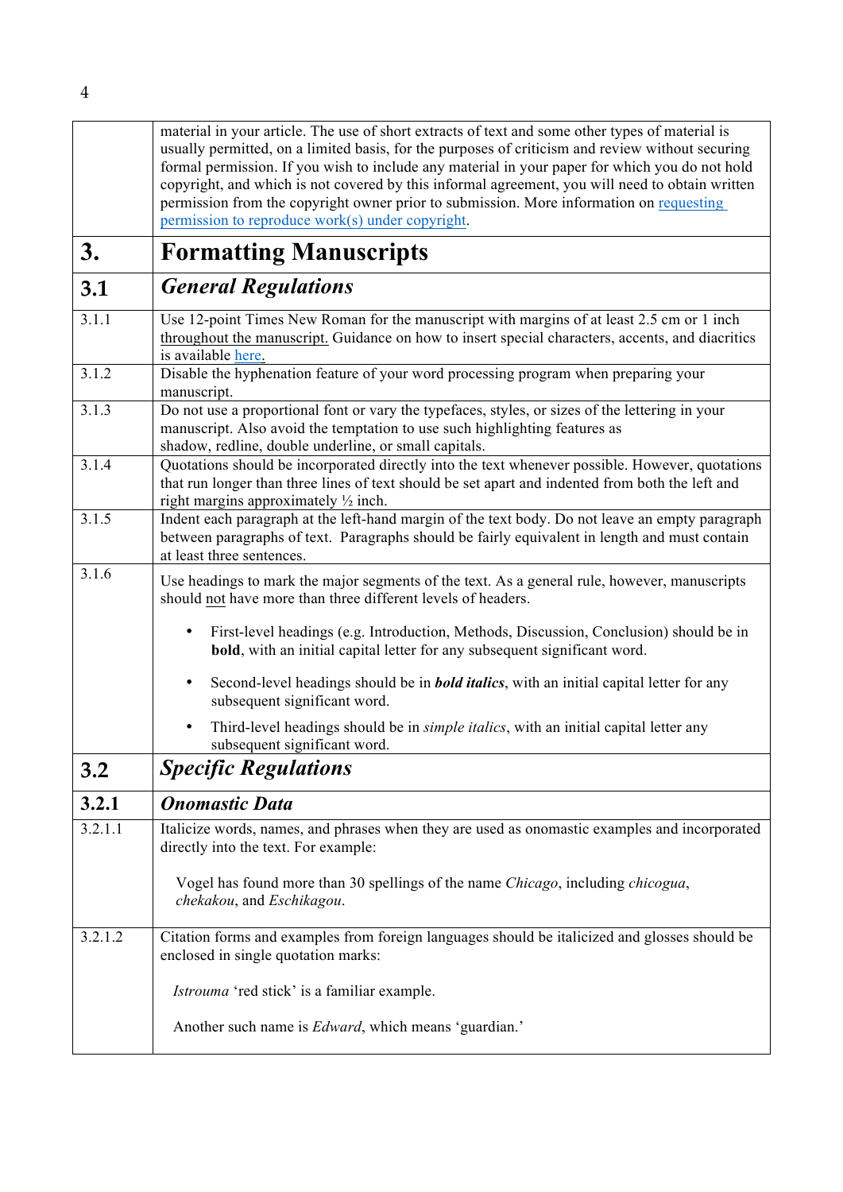material in your article. The use of short extracts of text and some other types of material is usually permitted, on a limited basis, for the purposes of criticism and review without securing formal permission. If you wish to include any material in your paper for which you do not hold copyright, and which is not covered by this informal agreement, you will need to obtain written permission from the copyright owner prior to submission. More information on requesting permission to reproduce work(s) under copyright.

# 3. Formatting Manuscripts

## 3.1 *General Regulations*

**3.1.1** Use 12-point Times New Roman for the manuscript with margins of at least 2.5 cm or 1 inch throughout the manuscript. Guidance on how to insert special characters, accents, and diacritics is available here.

**3.1.2** Disable the hyphenation feature of your word processing program when preparing your manuscript.

**3.1.3** Do not use a proportional font or vary the typefaces, styles, or sizes of the lettering in your manuscript. Also avoid the temptation to use such highlighting features as shadow, redline, double underline, or small capitals.

**3.1.4** Quotations should be incorporated directly into the text whenever possible. However, quotations that run longer than three lines of text should be set apart and indented from both the left and right margins approximately ½ inch.

**3.1.5** Indent each paragraph at the left-hand margin of the text body. Do not leave an empty paragraph between paragraphs of text. Paragraphs should be fairly equivalent in length and must contain at least three sentences.

**3.1.6** Use headings to mark the major segments of the text. As a general rule, however, manuscripts should not have more than three different levels of headers.

- First-level headings (e.g. Introduction, Methods, Discussion, Conclusion) should be in **bold**, with an initial capital letter for any subsequent significant word.
- Second-level headings should be in ***bold italics***, with an initial capital letter for any subsequent significant word.
- Third-level headings should be in *simple italics*, with an initial capital letter any subsequent significant word.

## 3.2 *Specific Regulations*

### 3.2.1 *Onomastic Data*

**3.2.1.1** Italicize words, names, and phrases when they are used as onomastic examples and incorporated directly into the text. For example:

> Vogel has found more than 30 spellings of the name *Chicago*, including *chicogua*, *chekakou*, and *Eschikagou*.

**3.2.1.2** Citation forms and examples from foreign languages should be italicized and glosses should be enclosed in single quotation marks:

> *Istrouma* 'red stick' is a familiar example.
>
> Another such name is *Edward*, which means 'guardian.'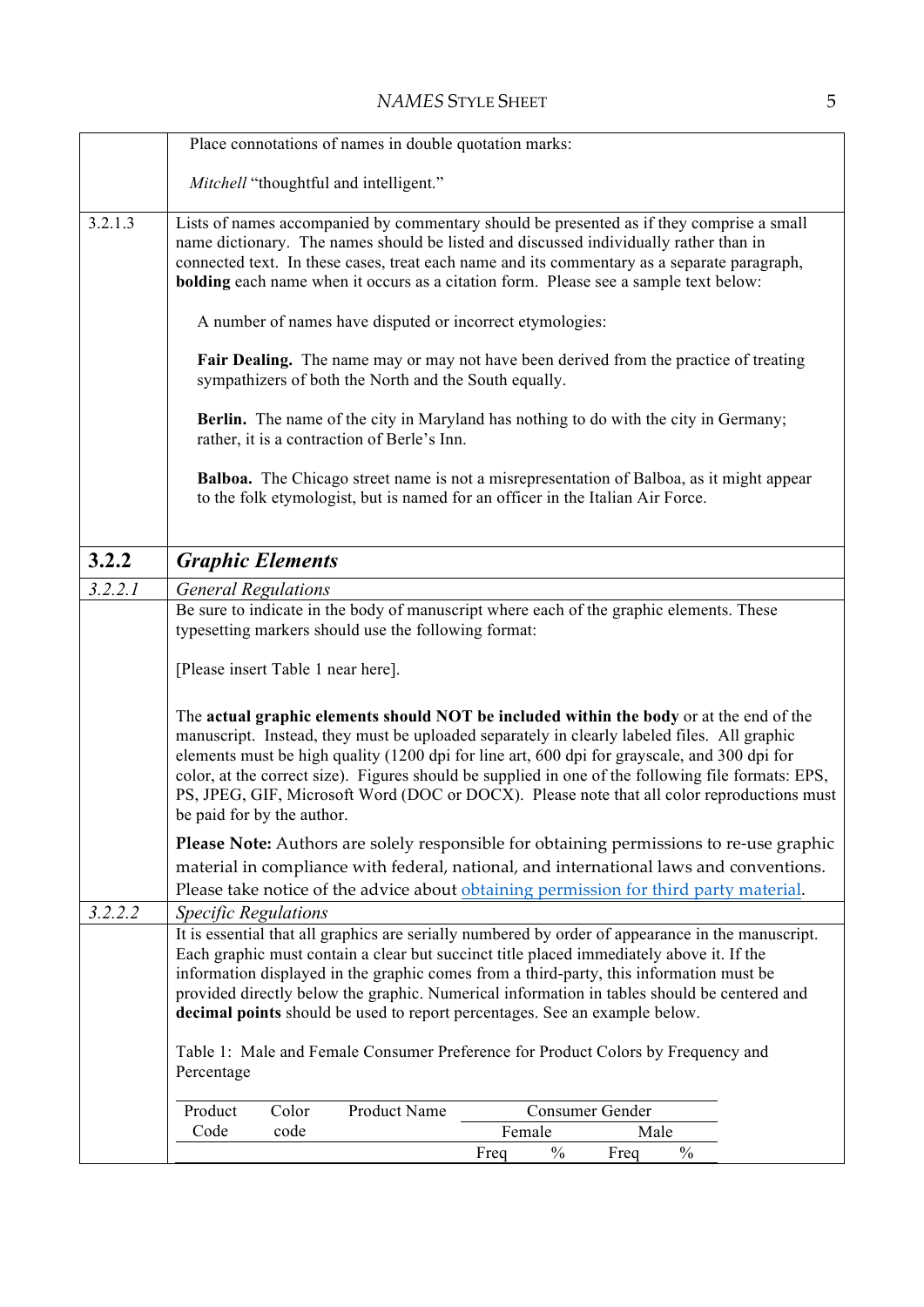Place connotations of names in double quotation marks:

*Mitchell* "thoughtful and intelligent."

3.2.1.3

Lists of names accompanied by commentary should be presented as if they comprise a small name dictionary. The names should be listed and discussed individually rather than in connected text. In these cases, treat each name and its commentary as a separate paragraph, **bolding** each name when it occurs as a citation form. Please see a sample text below:

> A number of names have disputed or incorrect etymologies:
>
> **Fair Dealing.** The name may or may not have been derived from the practice of treating sympathizers of both the North and the South equally.
>
> **Berlin.** The name of the city in Maryland has nothing to do with the city in Germany; rather, it is a contraction of Berle's Inn.
>
> **Balboa.** The Chicago street name is not a misrepresentation of Balboa, as it might appear to the folk etymologist, but is named for an officer in the Italian Air Force.

## 3.2.2 *Graphic Elements*

### *3.2.2.1 General Regulations*

Be sure to indicate in the body of manuscript where each of the graphic elements. These typesetting markers should use the following format:

[Please insert Table 1 near here].

The **actual graphic elements should NOT be included within the body** or at the end of the manuscript. Instead, they must be uploaded separately in clearly labeled files. All graphic elements must be high quality (1200 dpi for line art, 600 dpi for grayscale, and 300 dpi for color, at the correct size). Figures should be supplied in one of the following file formats: EPS, PS, JPEG, GIF, Microsoft Word (DOC or DOCX). Please note that all color reproductions must be paid for by the author.

**Please Note:** Authors are solely responsible for obtaining permissions to re-use graphic material in compliance with federal, national, and international laws and conventions. Please take notice of the advice about obtaining permission for third party material.

### *3.2.2.2 Specific Regulations*

It is essential that all graphics are serially numbered by order of appearance in the manuscript. Each graphic must contain a clear but succinct title placed immediately above it. If the information displayed in the graphic comes from a third-party, this information must be provided directly below the graphic. Numerical information in tables should be centered and **decimal points** should be used to report percentages. See an example below.

Table 1: Male and Female Consumer Preference for Product Colors by Frequency and Percentage

| Product Code | Color code | Product Name | Consumer Gender | | | |
|---|---|---|---|---|---|---|
| | | | Female | | Male | |
| | | | Freq | % | Freq | % |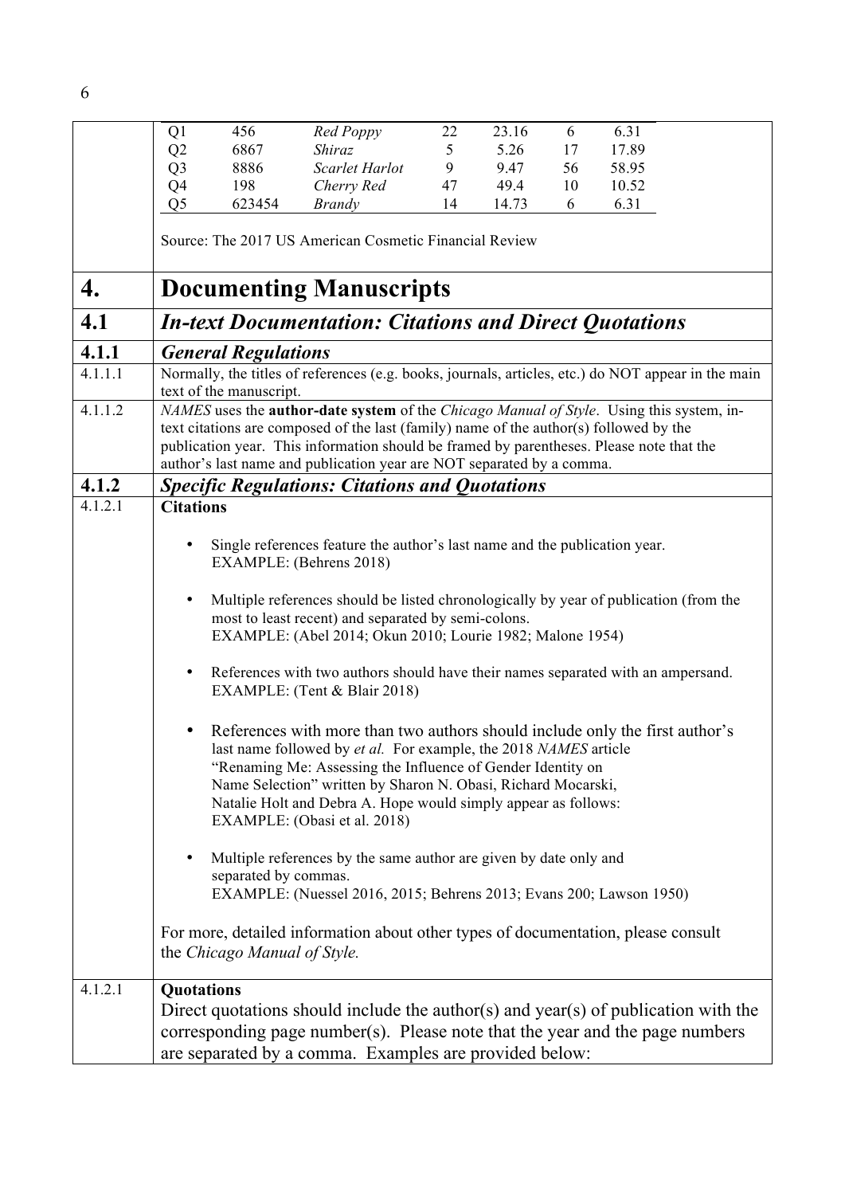| | | | | | | |
|---|---|---|---|---|---|---|
| Q1 | 456 | *Red Poppy* | 22 | 23.16 | 6 | 6.31 |
| Q2 | 6867 | *Shiraz* | 5 | 5.26 | 17 | 17.89 |
| Q3 | 8886 | *Scarlet Harlot* | 9 | 9.47 | 56 | 58.95 |
| Q4 | 198 | *Cherry Red* | 47 | 49.4 | 10 | 10.52 |
| Q5 | 623454 | *Brandy* | 14 | 14.73 | 6 | 6.31 |

Source: The 2017 US American Cosmetic Financial Review

# 4. Documenting Manuscripts

## 4.1 *In-text Documentation: Citations and Direct Quotations*

### 4.1.1 *General Regulations*

4.1.1.1 Normally, the titles of references (e.g. books, journals, articles, etc.) do NOT appear in the main text of the manuscript.

4.1.1.2 *NAMES* uses the **author-date system** of the *Chicago Manual of Style*. Using this system, in-text citations are composed of the last (family) name of the author(s) followed by the publication year. This information should be framed by parentheses. Please note that the author's last name and publication year are NOT separated by a comma.

### 4.1.2 *Specific Regulations: Citations and Quotations*

4.1.2.1 **Citations**

- Single references feature the author's last name and the publication year.
  EXAMPLE: (Behrens 2018)

- Multiple references should be listed chronologically by year of publication (from the most to least recent) and separated by semi-colons.
  EXAMPLE: (Abel 2014; Okun 2010; Lourie 1982; Malone 1954)

- References with two authors should have their names separated with an ampersand.
  EXAMPLE: (Tent & Blair 2018)

- References with more than two authors should include only the first author's last name followed by *et al.* For example, the 2018 *NAMES* article "Renaming Me: Assessing the Influence of Gender Identity on Name Selection" written by Sharon N. Obasi, Richard Mocarski, Natalie Holt and Debra A. Hope would simply appear as follows:
  EXAMPLE: (Obasi et al. 2018)

- Multiple references by the same author are given by date only and separated by commas.
  EXAMPLE: (Nuessel 2016, 2015; Behrens 2013; Evans 200; Lawson 1950)

For more, detailed information about other types of documentation, please consult the *Chicago Manual of Style.*

4.1.2.1 **Quotations**

Direct quotations should include the author(s) and year(s) of publication with the corresponding page number(s). Please note that the year and the page numbers are separated by a comma. Examples are provided below: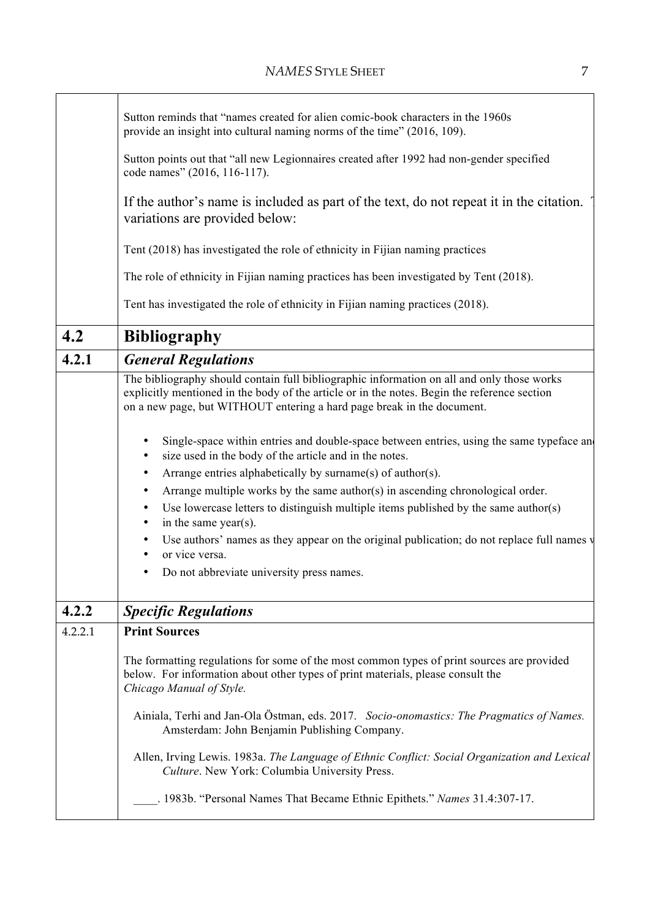Sutton reminds that "names created for alien comic-book characters in the 1960s provide an insight into cultural naming norms of the time" (2016, 109).

Sutton points out that "all new Legionnaires created after 1992 had non-gender specified code names" (2016, 116-117).

If the author's name is included as part of the text, do not repeat it in the citation. variations are provided below:

Tent (2018) has investigated the role of ethnicity in Fijian naming practices

The role of ethnicity in Fijian naming practices has been investigated by Tent (2018).

Tent has investigated the role of ethnicity in Fijian naming practices (2018).

## 4.2 Bibliography

### 4.2.1 *General Regulations*

The bibliography should contain full bibliographic information on all and only those works explicitly mentioned in the body of the article or in the notes. Begin the reference section on a new page, but WITHOUT entering a hard page break in the document.

- Single-space within entries and double-space between entries, using the same typeface an
- size used in the body of the article and in the notes.
- Arrange entries alphabetically by surname(s) of author(s).
- Arrange multiple works by the same author(s) in ascending chronological order.
- Use lowercase letters to distinguish multiple items published by the same author(s)
- in the same year(s).
- Use authors' names as they appear on the original publication; do not replace full names
- or vice versa.
- Do not abbreviate university press names.

### 4.2.2 *Specific Regulations*

#### 4.2.2.1 Print Sources

The formatting regulations for some of the most common types of print sources are provided below. For information about other types of print materials, please consult the *Chicago Manual of Style.*

Ainiala, Terhi and Jan-Ola Östman, eds. 2017. *Socio-onomastics: The Pragmatics of Names.* Amsterdam: John Benjamin Publishing Company.

Allen, Irving Lewis. 1983a. *The Language of Ethnic Conflict: Social Organization and Lexical Culture*. New York: Columbia University Press.

\_\_\_\_. 1983b. "Personal Names That Became Ethnic Epithets." *Names* 31.4:307-17.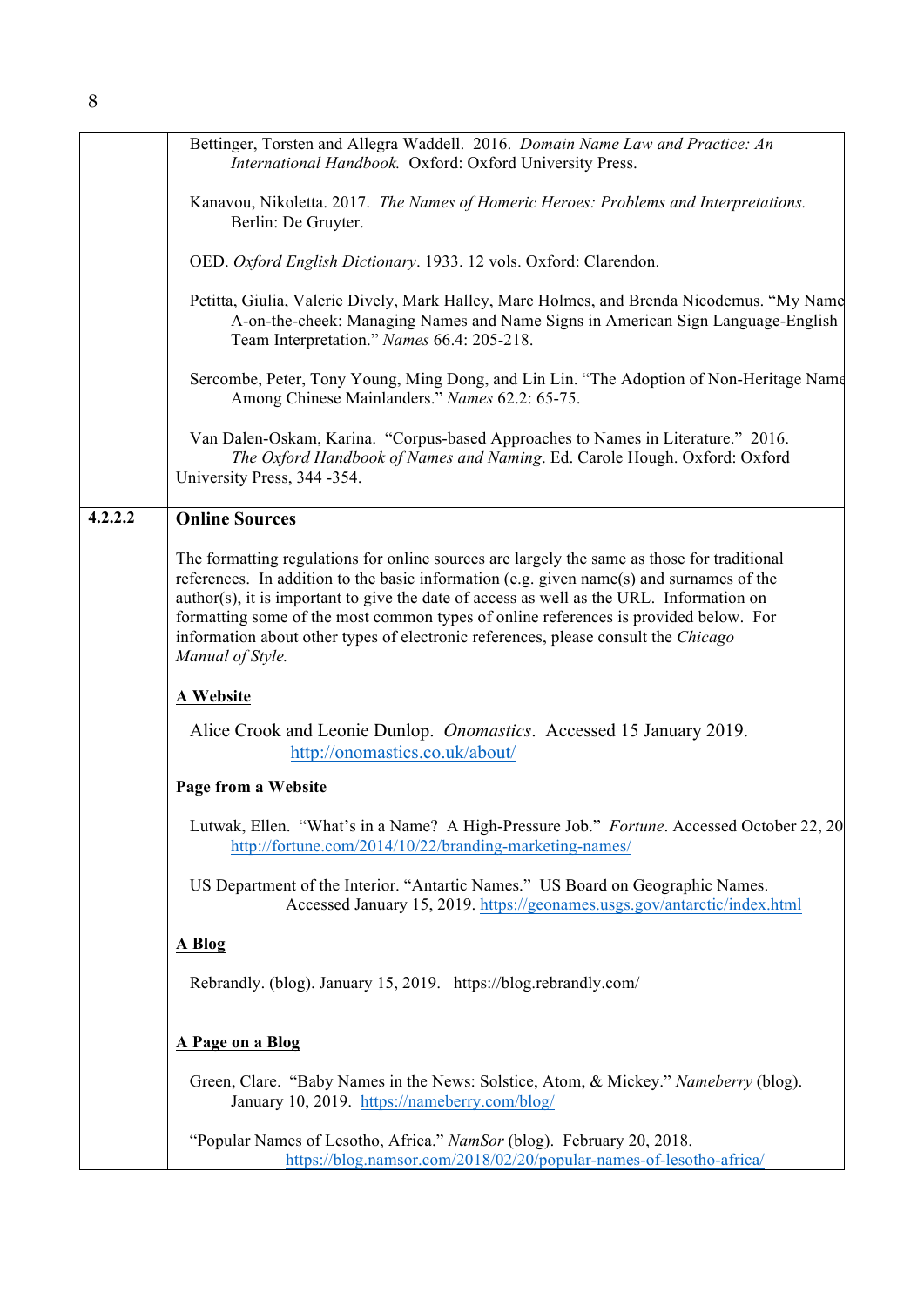Bettinger, Torsten and Allegra Waddell. 2016. *Domain Name Law and Practice: An International Handbook.* Oxford: Oxford University Press.

Kanavou, Nikoletta. 2017. *The Names of Homeric Heroes: Problems and Interpretations.* Berlin: De Gruyter.

OED. *Oxford English Dictionary*. 1933. 12 vols. Oxford: Clarendon.

Petitta, Giulia, Valerie Dively, Mark Halley, Marc Holmes, and Brenda Nicodemus. "My Name A-on-the-cheek: Managing Names and Name Signs in American Sign Language-English Team Interpretation." *Names* 66.4: 205-218.

Sercombe, Peter, Tony Young, Ming Dong, and Lin Lin. "The Adoption of Non-Heritage Name Among Chinese Mainlanders." *Names* 62.2: 65-75.

Van Dalen-Oskam, Karina. "Corpus-based Approaches to Names in Literature." 2016. *The Oxford Handbook of Names and Naming*. Ed. Carole Hough. Oxford: Oxford University Press, 344 -354.

### 4.2.2.2 Online Sources

The formatting regulations for online sources are largely the same as those for traditional references. In addition to the basic information (e.g. given name(s) and surnames of the author(s), it is important to give the date of access as well as the URL. Information on formatting some of the most common types of online references is provided below. For information about other types of electronic references, please consult the *Chicago Manual of Style.*

**A Website**

Alice Crook and Leonie Dunlop. *Onomastics*. Accessed 15 January 2019. http://onomastics.co.uk/about/

**Page from a Website**

Lutwak, Ellen. "What's in a Name? A High-Pressure Job." *Fortune*. Accessed October 22, 20 http://fortune.com/2014/10/22/branding-marketing-names/

US Department of the Interior. "Antartic Names." US Board on Geographic Names. Accessed January 15, 2019. https://geonames.usgs.gov/antarctic/index.html

**A Blog**

Rebrandly. (blog). January 15, 2019. https://blog.rebrandly.com/

**A Page on a Blog**

Green, Clare. "Baby Names in the News: Solstice, Atom, & Mickey." *Nameberry* (blog). January 10, 2019. https://nameberry.com/blog/

"Popular Names of Lesotho, Africa." *NamSor* (blog). February 20, 2018. https://blog.namsor.com/2018/02/20/popular-names-of-lesotho-africa/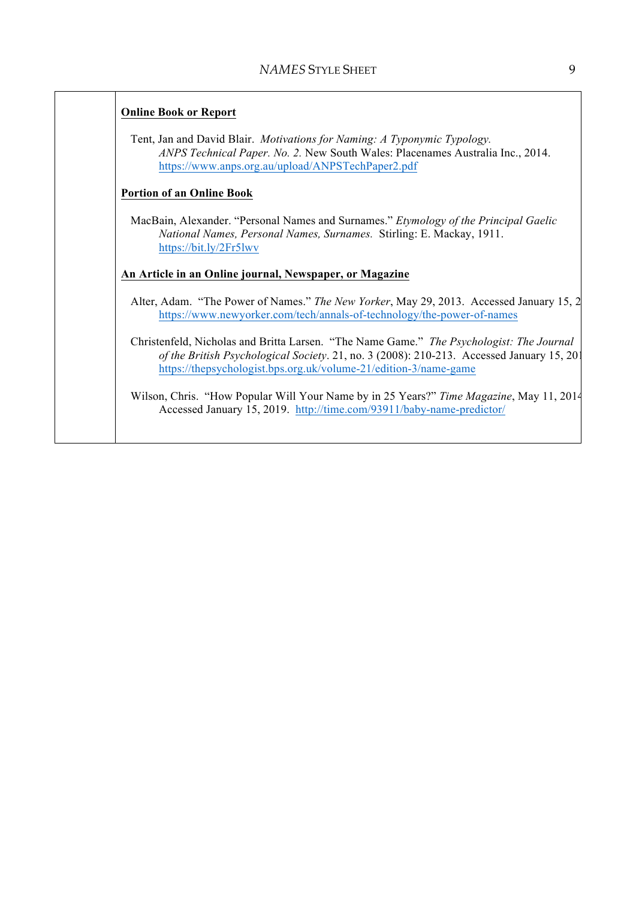**Online Book or Report**

Tent, Jan and David Blair. *Motivations for Naming: A Typonymic Typology. ANPS Technical Paper. No. 2.* New South Wales: Placenames Australia Inc., 2014. https://www.anps.org.au/upload/ANPSTechPaper2.pdf

**Portion of an Online Book**

MacBain, Alexander. "Personal Names and Surnames." *Etymology of the Principal Gaelic National Names, Personal Names, Surnames.* Stirling: E. Mackay, 1911. https://bit.ly/2Fr5lwv

**An Article in an Online journal, Newspaper, or Magazine**

Alter, Adam. "The Power of Names." *The New Yorker*, May 29, 2013. Accessed January 15, 2 https://www.newyorker.com/tech/annals-of-technology/the-power-of-names

Christenfeld, Nicholas and Britta Larsen. "The Name Game." *The Psychologist: The Journal of the British Psychological Society*. 21, no. 3 (2008): 210-213. Accessed January 15, 201 https://thepsychologist.bps.org.uk/volume-21/edition-3/name-game

Wilson, Chris. "How Popular Will Your Name by in 25 Years?" *Time Magazine*, May 11, 2014 Accessed January 15, 2019. http://time.com/93911/baby-name-predictor/